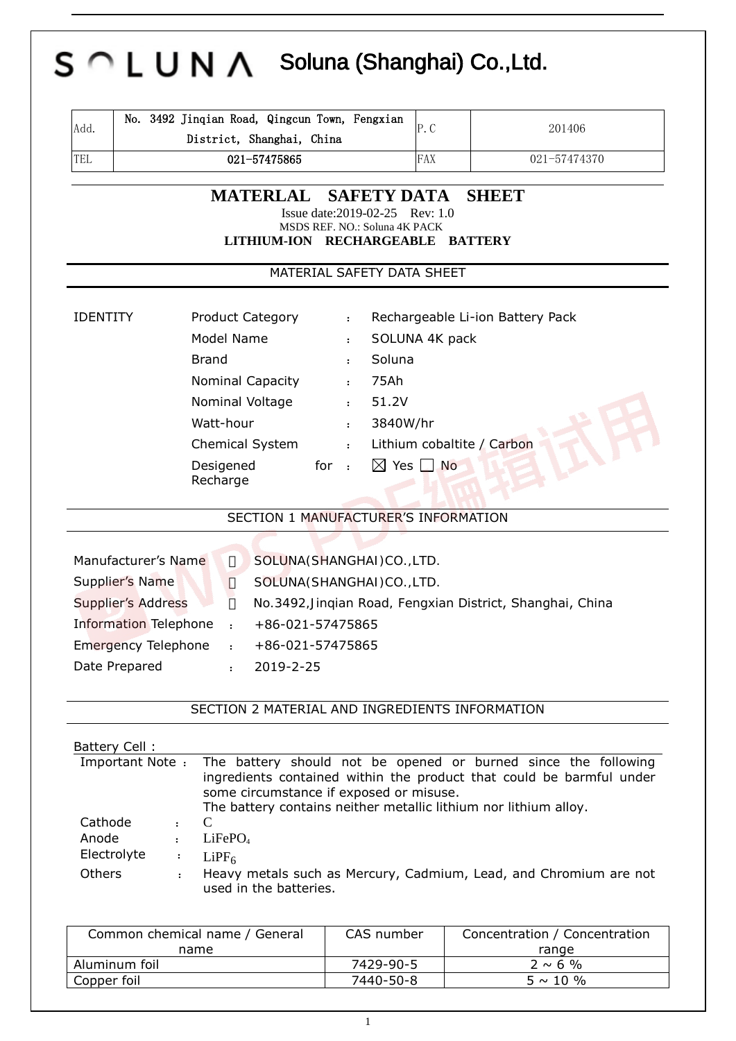# SOLUNA Soluna (Shanghai) Co.,Ltd.

| Add. | No. 3492 Jinqian Road, Qingcun Town, Fengxian District, Shanghai, China | P.C | 201406 |
|---|---|---|---|
| TEL | 021-57475865 | FAX | 021-57474370 |

## MATERLAL SAFETY DATA SHEET

Issue date:2019-02-25 Rev: 1.0

MSDS REF. NO.: Soluna 4K PACK

**LITHIUM-ION RECHARGEABLE BATTERY**

### MATERIAL SAFETY DATA SHEET

IDENTITY

| | | |
|---|---|---|
| Product Category | : | Rechargeable Li-ion Battery Pack |
| Model Name | : | SOLUNA 4K pack |
| Brand | : | Soluna |
| Nominal Capacity | : | 75Ah |
| Nominal Voltage | : | 51.2V |
| Watt-hour | : | 3840W/hr |
| Chemical System | : | Lithium cobaltite / Carbon |
| Desiegned for Recharge | : | ☒ Yes ☐ No |

### SECTION 1 MANUFACTURER'S INFORMATION

| | | |
|---|---|---|
| Manufacturer's Name | : | SOLUNA(SHANGHAI)CO.,LTD. |
| Supplier's Name | : | SOLUNA(SHANGHAI)CO.,LTD. |
| Supplier's Address | : | No.3492,Jinqian Road, Fengxian District, Shanghai, China |
| Information Telephone | : | +86-021-57475865 |
| Emergency Telephone | : | +86-021-57475865 |
| Date Prepared | : | 2019-2-25 |

### SECTION 2 MATERIAL AND INGREDIENTS INFORMATION

Battery Cell :

Important Note : The battery should not be opened or burned since the following ingredients contained within the product that could be barmful under some circumstance if exposed or misuse.
The battery contains neither metallic lithium nor lithium alloy.

| | | |
|---|---|---|
| Cathode | : | C |
| Anode | : | $LiFePO_4$ |
| Electrolyte | : | $LiPF_6$ |
| Others | : | Heavy metals such as Mercury, Cadmium, Lead, and Chromium are not used in the batteries. |

| Common chemical name / General name | CAS number | Concentration / Concentration range |
|---|---|---|
| Aluminum foil | 7429-90-5 | 2 ~ 6 % |
| Copper foil | 7440-50-8 | 5 ~ 10 % |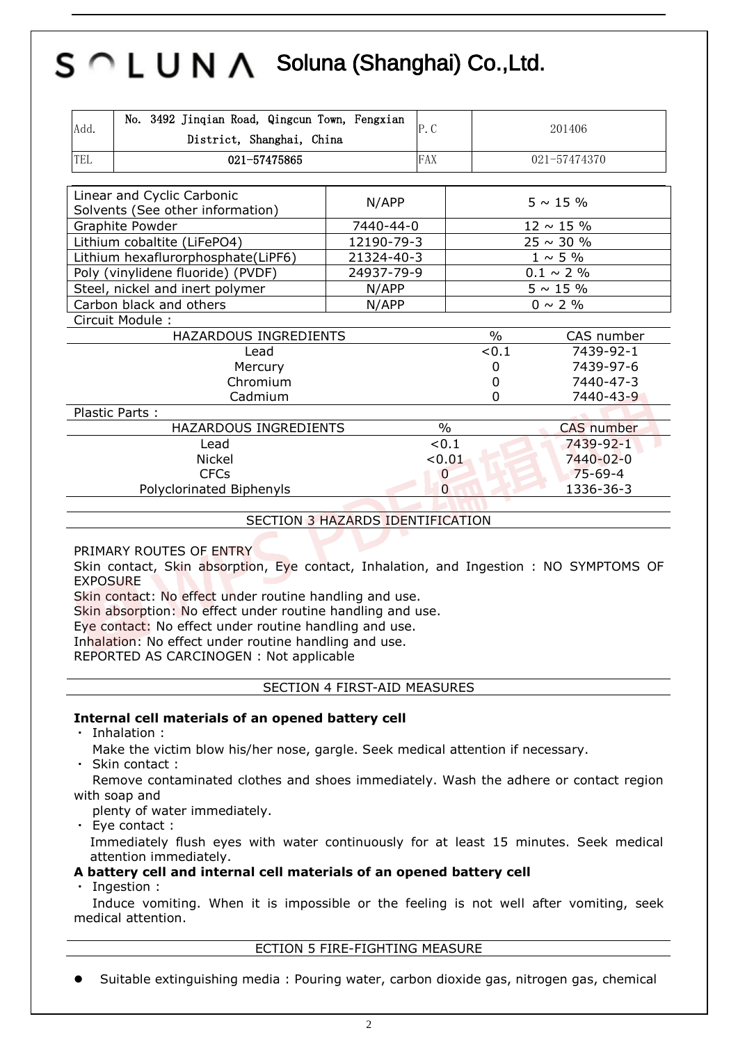# SOLUNA Soluna (Shanghai) Co.,Ltd.

| Add. | No. 3492 Jinqian Road, Qingcun Town, Fengxian District, Shanghai, China | P.C | 201406 |
|---|---|---|---|
| TEL | 021-57475865 | FAX | 021-57474370 |

| | | |
|---|---|---|
| Linear and Cyclic Carbonic Solvents (See other information) | N/APP | 5 ~ 15 % |
| Graphite Powder | 7440-44-0 | 12 ~ 15 % |
| Lithium cobaltite (LiFePO4) | 12190-79-3 | 25 ~ 30 % |
| Lithium hexaflurorphosphate(LiPF6) | 21324-40-3 | 1 ~ 5 % |
| Poly (vinylidene fluoride) (PVDF) | 24937-79-9 | 0.1 ~ 2 % |
| Steel, nickel and inert polymer | N/APP | 5 ~ 15 % |
| Carbon black and others | N/APP | 0 ~ 2 % |

Circuit Module :

| HAZARDOUS INGREDIENTS | % | CAS number |
|---|---|---|
| Lead | <0.1 | 7439-92-1 |
| Mercury | 0 | 7439-97-6 |
| Chromium | 0 | 7440-47-3 |
| Cadmium | 0 | 7440-43-9 |

Plastic Parts :

| HAZARDOUS INGREDIENTS | % | CAS number |
|---|---|---|
| Lead | <0.1 | 7439-92-1 |
| Nickel | <0.01 | 7440-02-0 |
| CFCs | 0 | 75-69-4 |
| Polyclorinated Biphenyls | 0 | 1336-36-3 |

## SECTION 3 HAZARDS IDENTIFICATION

PRIMARY ROUTES OF ENTRY

Skin contact, Skin absorption, Eye contact, Inhalation, and Ingestion : NO SYMPTOMS OF EXPOSURE

Skin contact: No effect under routine handling and use.
Skin absorption: No effect under routine handling and use.
Eye contact: No effect under routine handling and use.
Inhalation: No effect under routine handling and use.
REPORTED AS CARCINOGEN : Not applicable

## SECTION 4 FIRST-AID MEASURES

**Internal cell materials of an opened battery cell**

- Inhalation :
  Make the victim blow his/her nose, gargle. Seek medical attention if necessary.
- Skin contact :
  Remove contaminated clothes and shoes immediately. Wash the adhere or contact region with soap and plenty of water immediately.
- Eye contact :
  Immediately flush eyes with water continuously for at least 15 minutes. Seek medical attention immediately.

**A battery cell and internal cell materials of an opened battery cell**

- Ingestion :
  Induce vomiting. When it is impossible or the feeling is not well after vomiting, seek medical attention.

## ECTION 5 FIRE-FIGHTING MEASURE

- Suitable extinguishing media : Pouring water, carbon dioxide gas, nitrogen gas, chemical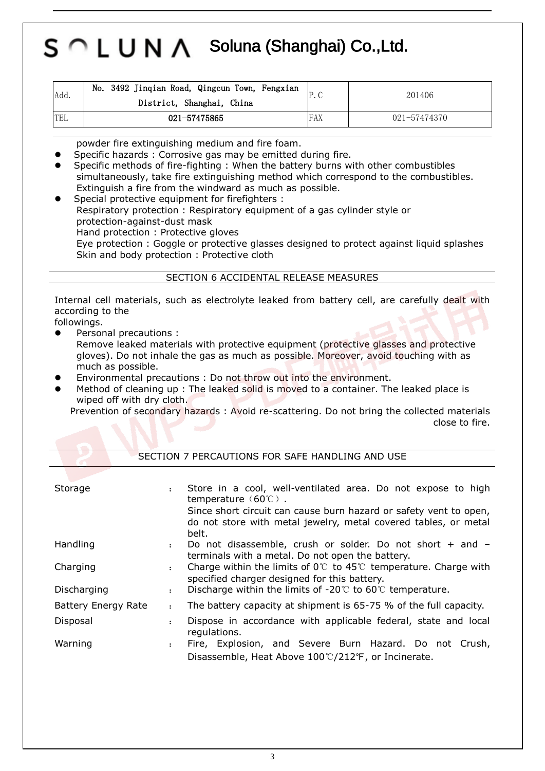# SOLUNA Soluna (Shanghai) Co.,Ltd.

| Add. | No. 3492 Jinqian Road, Qingcun Town, Fengxian District, Shanghai, China | P.C | 201406 |
|---|---|---|---|
| TEL | 021-57475865 | FAX | 021-57474370 |

powder fire extinguishing medium and fire foam.

- Specific hazards : Corrosive gas may be emitted during fire.
- Specific methods of fire-fighting : When the battery burns with other combustibles simultaneously, take fire extinguishing method which correspond to the combustibles. Extinguish a fire from the windward as much as possible.
- Special protective equipment for firefighters :
  Respiratory protection : Respiratory equipment of a gas cylinder style or protection-against-dust mask
  Hand protection : Protective gloves
  Eye protection : Goggle or protective glasses designed to protect against liquid splashes
  Skin and body protection : Protective cloth

## SECTION 6 ACCIDENTAL RELEASE MEASURES

Internal cell materials, such as electrolyte leaked from battery cell, are carefully dealt with according to the followings.

- Personal precautions :
  Remove leaked materials with protective equipment (protective glasses and protective gloves). Do not inhale the gas as much as possible. Moreover, avoid touching with as much as possible.
- Environmental precautions : Do not throw out into the environment.
- Method of cleaning up : The leaked solid is moved to a container. The leaked place is wiped off with dry cloth.

Prevention of secondary hazards : Avoid re-scattering. Do not bring the collected materials close to fire.

## SECTION 7 PERCAUTIONS FOR SAFE HANDLING AND USE

| | | |
|---|---|---|
| Storage | : | Store in a cool, well-ventilated area. Do not expose to high temperature（60℃）. Since short circuit can cause burn hazard or safety vent to open, do not store with metal jewelry, metal covered tables, or metal belt. |
| Handling | : | Do not disassemble, crush or solder. Do not short + and – terminals with a metal. Do not open the battery. |
| Charging | : | Charge within the limits of 0℃ to 45℃ temperature. Charge with specified charger designed for this battery. |
| Discharging | : | Discharge within the limits of -20℃ to 60℃ temperature. |
| Battery Energy Rate | : | The battery capacity at shipment is 65-75 % of the full capacity. |
| Disposal | : | Dispose in accordance with applicable federal, state and local regulations. |
| Warning | : | Fire, Explosion, and Severe Burn Hazard. Do not Crush, Disassemble, Heat Above 100℃/212℉, or Incinerate. |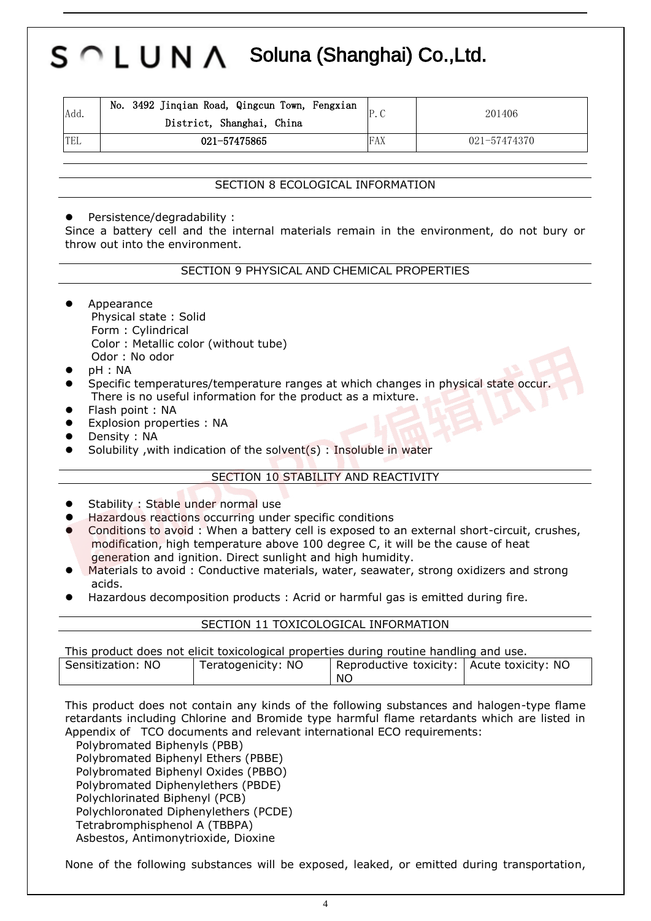# S◠LUNA Soluna (Shanghai) Co.,Ltd.

| Add. | No. 3492 Jinqian Road, Qingcun Town, Fengxian District, Shanghai, China | P.C | 201406 |
|---|---|---|---|
| TEL | 021-57475865 | FAX | 021-57474370 |

## SECTION 8 ECOLOGICAL INFORMATION

- Persistence/degradability :

Since a battery cell and the internal materials remain in the environment, do not bury or throw out into the environment.

## SECTION 9 PHYSICAL AND CHEMICAL PROPERTIES

- Appearance
  Physical state : Solid
  Form : Cylindrical
  Color : Metallic color (without tube)
  Odor : No odor
- pH : NA
- Specific temperatures/temperature ranges at which changes in physical state occur.
  There is no useful information for the product as a mixture.
- Flash point : NA
- Explosion properties : NA
- Density : NA
- Solubility ,with indication of the solvent(s) : Insoluble in water

## SECTION 10 STABILITY AND REACTIVITY

- Stability : Stable under normal use
- Hazardous reactions occurring under specific conditions
- Conditions to avoid : When a battery cell is exposed to an external short-circuit, crushes, modification, high temperature above 100 degree C, it will be the cause of heat generation and ignition. Direct sunlight and high humidity.
- Materials to avoid : Conductive materials, water, seawater, strong oxidizers and strong acids.
- Hazardous decomposition products : Acrid or harmful gas is emitted during fire.

## SECTION 11 TOXICOLOGICAL INFORMATION

This product does not elicit toxicological properties during routine handling and use.

| Sensitization: NO | Teratogenicity: NO | Reproductive toxicity: NO | Acute toxicity: NO |
|---|---|---|---|

This product does not contain any kinds of the following substances and halogen-type flame retardants including Chlorine and Bromide type harmful flame retardants which are listed in Appendix of TCO documents and relevant international ECO requirements:

Polybromated Biphenyls (PBB)
Polybromated Biphenyl Ethers (PBBE)
Polybromated Biphenyl Oxides (PBBO)
Polybromated Diphenylethers (PBDE)
Polychlorinated Biphenyl (PCB)
Polychloronated Diphenylethers (PCDE)
Tetrabromphisphenol A (TBBPA)
Asbestos, Antimonytrioxide, Dioxine

None of the following substances will be exposed, leaked, or emitted during transportation,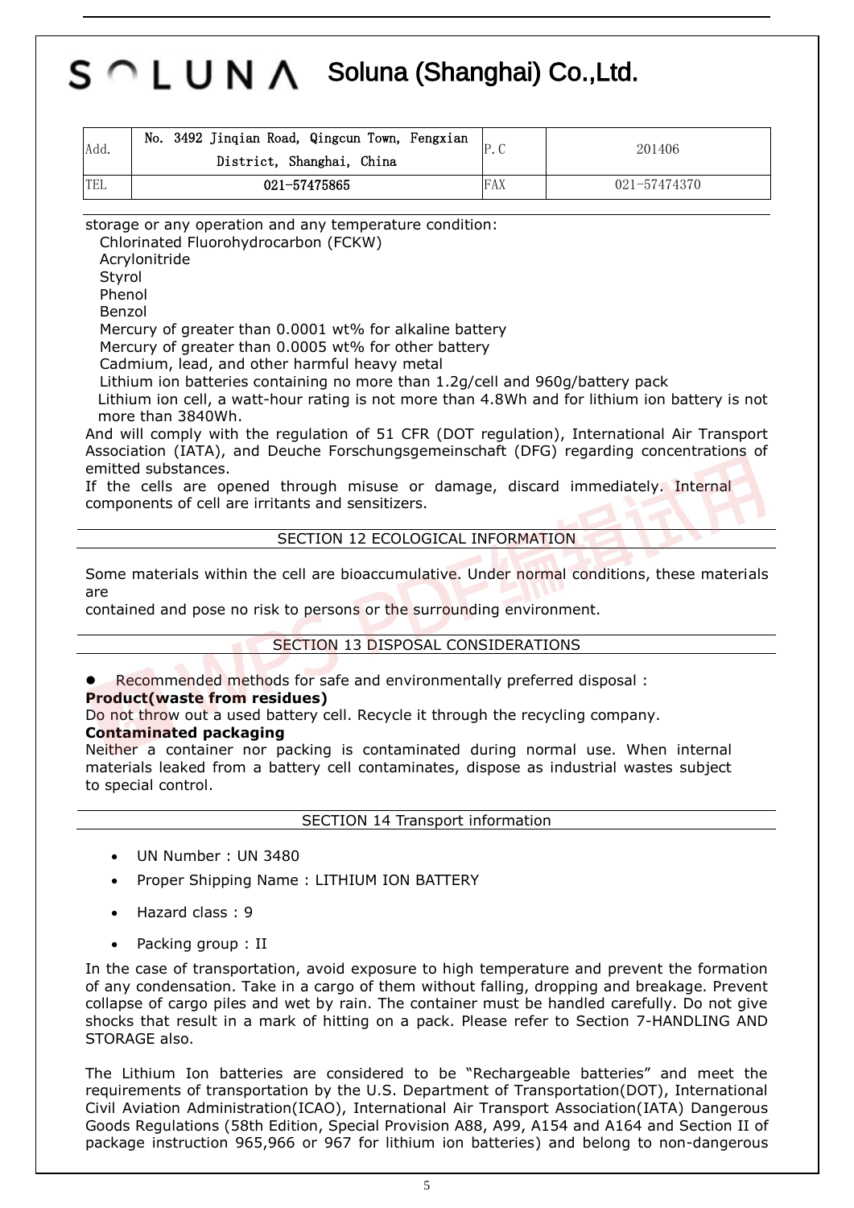# SOLUNA Soluna (Shanghai) Co.,Ltd.

| Add. | No. 3492 Jinqian Road, Qingcun Town, Fengxian District, Shanghai, China | P.C | 201406 |
|---|---|---|---|
| TEL | 021-57475865 | FAX | 021-57474370 |

storage or any operation and any temperature condition:

Chlorinated Fluorohydrocarbon (FCKW)
Acrylonitride
Styrol
Phenol
Benzol
Mercury of greater than 0.0001 wt% for alkaline battery
Mercury of greater than 0.0005 wt% for other battery
Cadmium, lead, and other harmful heavy metal
Lithium ion batteries containing no more than 1.2g/cell and 960g/battery pack
Lithium ion cell, a watt-hour rating is not more than 4.8Wh and for lithium ion battery is not more than 3840Wh.

And will comply with the regulation of 51 CFR (DOT regulation), International Air Transport Association (IATA), and Deuche Forschungsgemeinschaft (DFG) regarding concentrations of emitted substances.

If the cells are opened through misuse or damage, discard immediately. Internal components of cell are irritants and sensitizers.

## SECTION 12 ECOLOGICAL INFORMATION

Some materials within the cell are bioaccumulative. Under normal conditions, these materials are
contained and pose no risk to persons or the surrounding environment.

## SECTION 13 DISPOSAL CONSIDERATIONS

- Recommended methods for safe and environmentally preferred disposal :

**Product(waste from residues)**

Do not throw out a used battery cell. Recycle it through the recycling company.

**Contaminated packaging**

Neither a container nor packing is contaminated during normal use. When internal materials leaked from a battery cell contaminates, dispose as industrial wastes subject to special control.

## SECTION 14 Transport information

- UN Number : UN 3480
- Proper Shipping Name : LITHIUM ION BATTERY
- Hazard class : 9
- Packing group : II

In the case of transportation, avoid exposure to high temperature and prevent the formation of any condensation. Take in a cargo of them without falling, dropping and breakage. Prevent collapse of cargo piles and wet by rain. The container must be handled carefully. Do not give shocks that result in a mark of hitting on a pack. Please refer to Section 7-HANDLING AND STORAGE also.

The Lithium Ion batteries are considered to be "Rechargeable batteries" and meet the requirements of transportation by the U.S. Department of Transportation(DOT), International Civil Aviation Administration(ICAO), International Air Transport Association(IATA) Dangerous Goods Regulations (58th Edition, Special Provision A88, A99, A154 and A164 and Section II of package instruction 965,966 or 967 for lithium ion batteries) and belong to non-dangerous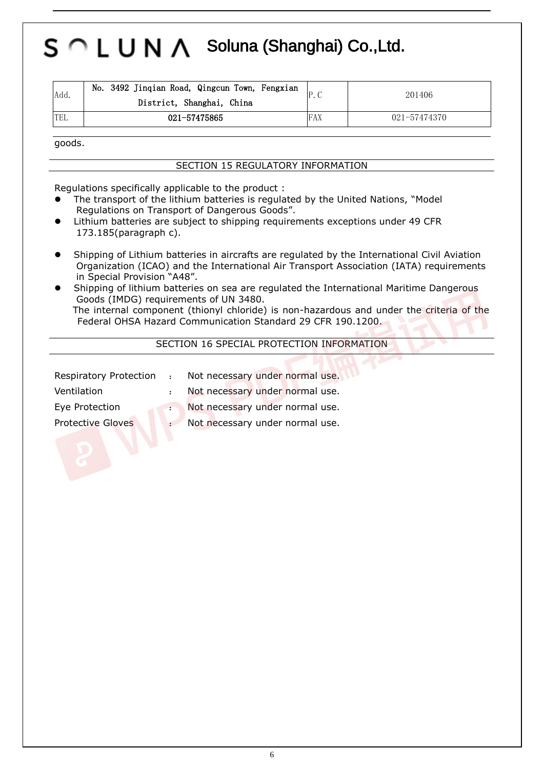goods.

## SECTION 15 REGULATORY INFORMATION

Regulations specifically applicable to the product :

- The transport of the lithium batteries is regulated by the United Nations, "Model Regulations on Transport of Dangerous Goods".
- Lithium batteries are subject to shipping requirements exceptions under 49 CFR 173.185(paragraph c).
- Shipping of Lithium batteries in aircrafts are regulated by the International Civil Aviation Organization (ICAO) and the International Air Transport Association (IATA) requirements in Special Provision "A48".
- Shipping of lithium batteries on sea are regulated the International Maritime Dangerous Goods (IMDG) requirements of UN 3480.

The internal component (thionyl chloride) is non-hazardous and under the criteria of the Federal OHSA Hazard Communication Standard 29 CFR 190.1200.

## SECTION 16 SPECIAL PROTECTION INFORMATION

| | | |
|---|---|---|
| Respiratory Protection | : | Not necessary under normal use. |
| Ventilation | : | Not necessary under normal use. |
| Eye Protection | : | Not necessary under normal use. |
| Protective Gloves | : | Not necessary under normal use. |